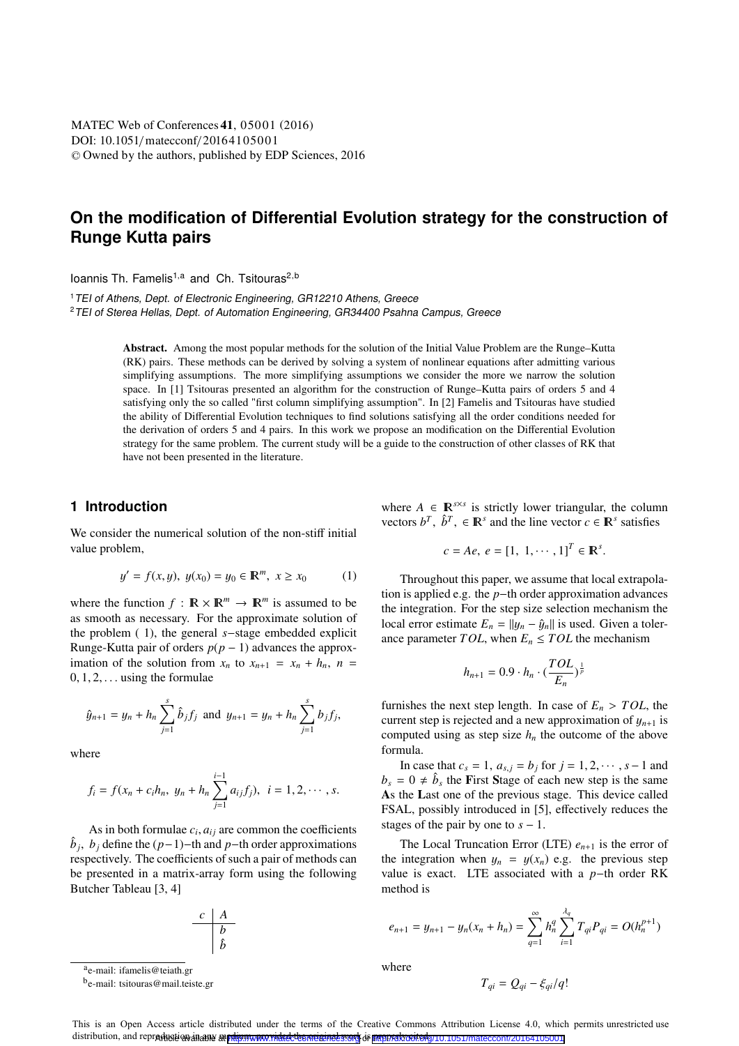MATEC Web of Conferences **41**, 05001 (2016)
DOI: 10.1051/matecconf/20164105001
© Owned by the authors, published by EDP Sciences, 2016

# On the modification of Differential Evolution strategy for the construction of Runge Kutta pairs

Ioannis Th. Famelis[1,a] and Ch. Tsitouras[2,b]

[1] *TEI of Athens, Dept. of Electronic Engineering, GR12210 Athens, Greece*
[2] *TEI of Sterea Hellas, Dept. of Automation Engineering, GR34400 Psahna Campus, Greece*

**Abstract.** Among the most popular methods for the solution of the Initial Value Problem are the Runge–Kutta (RK) pairs. These methods can be derived by solving a system of nonlinear equations after admitting various simplifying assumptions. The more simplifying assumptions we consider the more we narrow the solution space. In [1] Tsitouras presented an algorithm for the construction of Runge–Kutta pairs of orders 5 and 4 satisfying only the so called "first column simplifying assumption". In [2] Famelis and Tsitouras have studied the ability of Differential Evolution techniques to find solutions satisfying all the order conditions needed for the derivation of orders 5 and 4 pairs. In this work we propose an modification on the Differential Evolution strategy for the same problem. The current study will be a guide to the construction of other classes of RK that have not been presented in the literature.

## 1 Introduction

We consider the numerical solution of the non-stiff initial value problem,

$$y' = f(x, y),\ y(x_0) = y_0 \in \mathbb{R}^m,\ x \geq x_0 \qquad (1)$$

where the function $f : \mathbb{R} \times \mathbb{R}^m \to \mathbb{R}^m$ is assumed to be as smooth as necessary. For the approximate solution of the problem ( 1), the general $s-$stage embedded explicit Runge-Kutta pair of orders $p(p-1)$ advances the approximation of the solution from $x_n$ to $x_{n+1} = x_n + h_n$, $n = 0, 1, 2, \ldots$ using the formulae

$$\hat{y}_{n+1} = y_n + h_n \sum_{j=1}^{s} \hat{b}_j f_j \text{ and } y_{n+1} = y_n + h_n \sum_{j=1}^{s} b_j f_j,$$

where

$$f_i = f(x_n + c_i h_n,\ y_n + h_n \sum_{j=1}^{i-1} a_{ij} f_j),\ \ i = 1, 2, \cdots, s.$$

As in both formulae $c_i, a_{ij}$ are common the coefficients $\hat{b}_j$, $b_j$ define the $(p-1)-$th and $p-$th order approximations respectively. The coefficients of such a pair of methods can be presented in a matrix-array form using the following Butcher Tableau [3, 4]

$$\begin{array}{c|c} c & A \\ \hline & b \\ & \hat{b} \end{array}$$

where $A \in \mathbb{R}^{s \times s}$ is strictly lower triangular, the column vectors $b^T$, $\hat{b}^T$, $\in \mathbb{R}^s$ and the line vector $c \in \mathbb{R}^s$ satisfies

$$c = Ae,\ e = [1,\ 1, \cdots, 1]^T \in \mathbb{R}^s.$$

Throughout this paper, we assume that local extrapolation is applied e.g. the $p-$th order approximation advances the integration. For the step size selection mechanism the local error estimate $E_n = \|y_n - \hat{y}_n\|$ is used. Given a tolerance parameter $TOL$, when $E_n \leq TOL$ the mechanism

$$h_{n+1} = 0.9 \cdot h_n \cdot (\frac{TOL}{E_n})^{\frac{1}{p}}$$

furnishes the next step length. In case of $E_n > TOL$, the current step is rejected and a new approximation of $y_{n+1}$ is computed using as step size $h_n$ the outcome of the above formula.

In case that $c_s = 1$, $a_{s,j} = b_j$ for $j = 1, 2, \cdots, s-1$ and $b_s = 0 \neq \hat{b}_s$ the **F**irst **S**tage of each new step is the same **A**s the **L**ast one of the previous stage. This device called FSAL, possibly introduced in [5], effectively reduces the stages of the pair by one to $s-1$.

The Local Truncation Error (LTE) $e_{n+1}$ is the error of the integration when $y_n = y(x_n)$ e.g. the previous step value is exact. LTE associated with a $p-$th order RK method is

$$e_{n+1} = y_{n+1} - y_n(x_n + h_n) = \sum_{q=1}^{\infty} h_n^q \sum_{i=1}^{\lambda_q} T_{qi} P_{qi} = O(h_n^{p+1})$$

where

$$T_{qi} = Q_{qi} - \xi_{qi}/q!$$

[a] e-mail: ifamelis@teiath.gr
[b] e-mail: tsitouras@mail.teiste.gr

This is an Open Access article distributed under the terms of the Creative Commons Attribution License 4.0, which permits unrestricted use distribution, and reproduction in any medium, provided the original work is properly cited.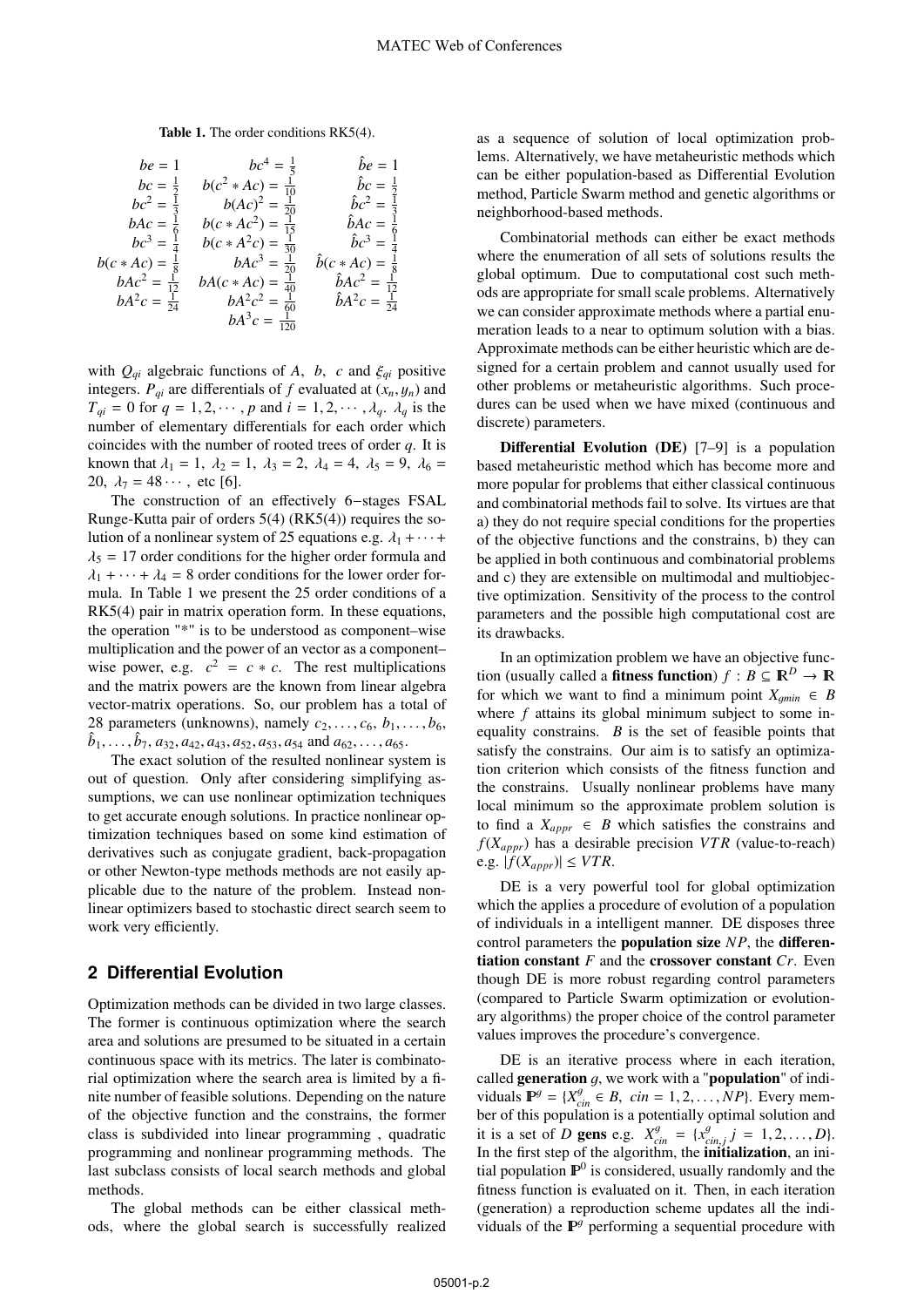**Table 1.** The order conditions RK5(4).

| | | |
|---|---|---|
| $be = 1$ | $bc^4 = \frac{1}{5}$ | $\hat{b}e = 1$ |
| $bc = \frac{1}{2}$ | $b(c^2 * Ac) = \frac{1}{10}$ | $\hat{b}c = \frac{1}{2}$ |
| $bc^2 = \frac{1}{3}$ | $b(Ac)^2 = \frac{1}{20}$ | $\hat{b}c^2 = \frac{1}{3}$ |
| $bAc = \frac{1}{6}$ | $b(c * Ac^2) = \frac{1}{15}$ | $\hat{b}Ac = \frac{1}{6}$ |
| $bc^3 = \frac{1}{4}$ | $b(c * A^2c) = \frac{1}{30}$ | $\hat{b}c^3 = \frac{1}{4}$ |
| $b(c * Ac) = \frac{1}{8}$ | $bAc^3 = \frac{1}{20}$ | $\hat{b}(c * Ac) = \frac{1}{8}$ |
| $bAc^2 = \frac{1}{12}$ | $bA(c * Ac) = \frac{1}{40}$ | $\hat{b}Ac^2 = \frac{1}{12}$ |
| $bA^2c = \frac{1}{24}$ | $bA^2c^2 = \frac{1}{60}$ | $\hat{b}A^2c = \frac{1}{24}$ |
| | $bA^3c = \frac{1}{120}$ | |

with $Q_{qi}$ algebraic functions of $A$, $b$, $c$ and $\xi_{qi}$ positive integers. $P_{qi}$ are differentials of $f$ evaluated at $(x_n, y_n)$ and $T_{qi} = 0$ for $q = 1, 2, \cdots, p$ and $i = 1, 2, \cdots, \lambda_q$. $\lambda_q$ is the number of elementary differentials for each order which coincides with the number of rooted trees of order $q$. It is known that $\lambda_1 = 1$, $\lambda_2 = 1$, $\lambda_3 = 2$, $\lambda_4 = 4$, $\lambda_5 = 9$, $\lambda_6 = 20$, $\lambda_7 = 48 \cdots$, etc [6].

The construction of an effectively 6−stages FSAL Runge-Kutta pair of orders 5(4) (RK5(4)) requires the solution of a nonlinear system of 25 equations e.g. $\lambda_1 + \cdots + \lambda_5 = 17$ order conditions for the higher order formula and $\lambda_1 + \cdots + \lambda_4 = 8$ order conditions for the lower order formula. In Table 1 we present the 25 order conditions of a RK5(4) pair in matrix operation form. In these equations, the operation "*" is to be understood as component–wise multiplication and the power of an vector as a component–wise power, e.g. $c^2 = c * c$. The rest multiplications and the matrix powers are the known from linear algebra vector-matrix operations. So, our problem has a total of 28 parameters (unknowns), namely $c_2, \ldots, c_6$, $b_1, \ldots, b_6$, $\hat{b}_1, \ldots, \hat{b}_7$, $a_{32}, a_{42}, a_{43}, a_{52}, a_{53}, a_{54}$ and $a_{62}, \ldots, a_{65}$.

The exact solution of the resulted nonlinear system is out of question. Only after considering simplifying assumptions, we can use nonlinear optimization techniques to get accurate enough solutions. In practice nonlinear optimization techniques based on some kind estimation of derivatives such as conjugate gradient, back-propagation or other Newton-type methods methods are not easily applicable due to the nature of the problem. Instead nonlinear optimizers based to stochastic direct search seem to work very efficiently.

## 2 Differential Evolution

Optimization methods can be divided in two large classes. The former is continuous optimization where the search area and solutions are presumed to be situated in a certain continuous space with its metrics. The later is combinatorial optimization where the search area is limited by a finite number of feasible solutions. Depending on the nature of the objective function and the constrains, the former class is subdivided into linear programming , quadratic programming and nonlinear programming methods. The last subclass consists of local search methods and global methods.

The global methods can be either classical methods, where the global search is successfully realized as a sequence of solution of local optimization problems. Alternatively, we have metaheuristic methods which can be either population-based as Differential Evolution method, Particle Swarm method and genetic algorithms or neighborhood-based methods.

Combinatorial methods can either be exact methods where the enumeration of all sets of solutions results the global optimum. Due to computational cost such methods are appropriate for small scale problems. Alternatively we can consider approximate methods where a partial enumeration leads to a near to optimum solution with a bias. Approximate methods can be either heuristic which are designed for a certain problem and cannot usually used for other problems or metaheuristic algorithms. Such procedures can be used when we have mixed (continuous and discrete) parameters.

**Differential Evolution (DE)** [7–9] is a population based metaheuristic method which has become more and more popular for problems that either classical continuous and combinatorial methods fail to solve. Its virtues are that a) they do not require special conditions for the properties of the objective functions and the constrains, b) they can be applied in both continuous and combinatorial problems and c) they are extensible on multimodal and multiobjective optimization. Sensitivity of the process to the control parameters and the possible high computational cost are its drawbacks.

In an optimization problem we have an objective function (usually called a **fitness function**) $f : B \subseteq \mathbb{R}^D \to \mathbb{R}$ for which we want to find a minimum point $X_{gmin} \in B$ where $f$ attains its global minimum subject to some inequality constrains. $B$ is the set of feasible points that satisfy the constrains. Our aim is to satisfy an optimization criterion which consists of the fitness function and the constrains. Usually nonlinear problems have many local minimum so the approximate problem solution is to find a $X_{appr} \in B$ which satisfies the constrains and $f(X_{appr})$ has a desirable precision $VTR$ (value-to-reach) e.g. $|f(X_{appr})| \leq VTR$.

DE is a very powerful tool for global optimization which the applies a procedure of evolution of a population of individuals in a intelligent manner. DE disposes three control parameters the **population size** $NP$, the **differentiation constant** $F$ and the **crossover constant** $Cr$. Even though DE is more robust regarding control parameters (compared to Particle Swarm optimization or evolutionary algorithms) the proper choice of the control parameter values improves the procedure's convergence.

DE is an iterative process where in each iteration, called **generation** $g$, we work with a "**population**" of individuals $\mathbb{P}^g = \{X^g_{cin} \in B,\ cin = 1, 2, \ldots, NP\}$. Every member of this population is a potentially optimal solution and it is a set of $D$ **gens** e.g. $X^g_{cin} = \{x^g_{cin,j}\ j = 1, 2, \ldots, D\}$. In the first step of the algorithm, the **initialization**, an initial population $\mathbb{P}^0$ is considered, usually randomly and the fitness function is evaluated on it. Then, in each iteration (generation) a reproduction scheme updates all the individuals of the $\mathbb{P}^g$ performing a sequential procedure with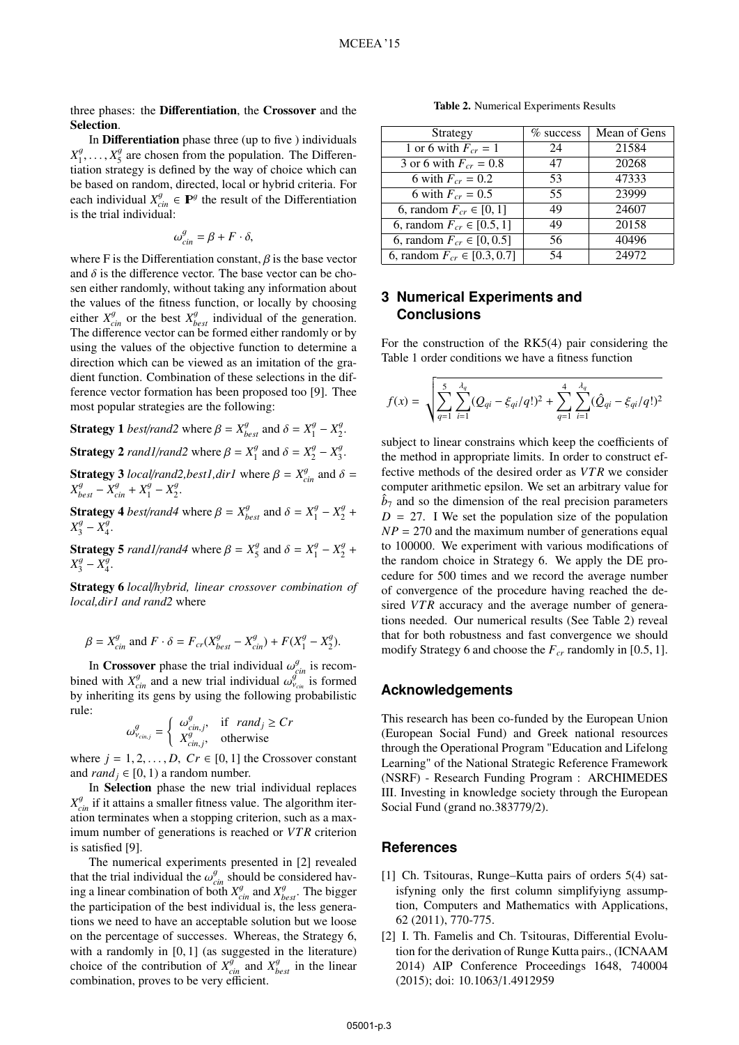three phases: the **Differentiation**, the **Crossover** and the **Selection**.

In **Differentiation** phase three (up to five ) individuals $X_1^g, \ldots, X_5^g$ are chosen from the population. The Differentiation strategy is defined by the way of choice which can be based on random, directed, local or hybrid criteria. For each individual $X_{cin}^g \in \mathbb{P}^g$ the result of the Differentiation is the trial individual:

$$\omega_{cin}^g = \beta + F \cdot \delta,$$

where F is the Differentiation constant, $\beta$ is the base vector and $\delta$ is the difference vector. The base vector can be chosen either randomly, without taking any information about the values of the fitness function, or locally by choosing either $X_{cin}^g$ or the best $X_{best}^g$ individual of the generation. The difference vector can be formed either randomly or by using the values of the objective function to determine a direction which can be viewed as an imitation of the gradient function. Combination of these selections in the difference vector formation has been proposed too [9]. Thee most popular strategies are the following:

**Strategy 1** *best/rand2* where $\beta = X_{best}^g$ and $\delta = X_1^g - X_2^g$.

**Strategy 2** *rand1/rand2* where $\beta = X_1^g$ and $\delta = X_2^g - X_3^g$.

**Strategy 3** *local/rand2,best1,dir1* where $\beta = X_{cin}^g$ and $\delta = X_{best}^g - X_{cin}^g + X_1^g - X_2^g$.

**Strategy 4** *best/rand4* where $\beta = X_{best}^g$ and $\delta = X_1^g - X_2^g + X_3^g - X_4^g$.

**Strategy 5** *rand1/rand4* where $\beta = X_5^g$ and $\delta = X_1^g - X_2^g + X_3^g - X_4^g$.

**Strategy 6** *local/hybrid, linear crossover combination of local,dir1 and rand2* where

$$\beta = X_{cin}^g \text{ and } F \cdot \delta = F_{cr}(X_{best}^g - X_{cin}^g) + F(X_1^g - X_2^g).$$

In **Crossover** phase the trial individual $\omega_{cin}^g$ is recombined with $X_{cin}^g$ and a new trial individual $\omega_{v_{cin}}^g$ is formed by inheriting its gens by using the following probabilistic rule:

$$\omega_{v_{cin,j}}^g = \begin{cases} \omega_{cin,j}^g, & \text{if } rand_j \geq Cr \\ X_{cin,j}^g, & \text{otherwise} \end{cases}$$

where $j = 1, 2, \ldots, D$, $Cr \in [0, 1]$ the Crossover constant and $rand_j \in [0, 1)$ a random number.

In **Selection** phase the new trial individual replaces $X_{cin}^g$ if it attains a smaller fitness value. The algorithm iteration terminates when a stopping criterion, such as a maximum number of generations is reached or $VTR$ criterion is satisfied [9].

The numerical experiments presented in [2] revealed that the trial individual the $\omega_{cin}^g$ should be considered having a linear combination of both $X_{cin}^g$ and $X_{best}^g$. The bigger the participation of the best individual is, the less generations we need to have an acceptable solution but we loose on the percentage of successes. Whereas, the Strategy 6, with a randomly in $[0, 1]$ (as suggested in the literature) choice of the contribution of $X_{cin}^g$ and $X_{best}^g$ in the linear combination, proves to be very efficient.

**Table 2.** Numerical Experiments Results

| Strategy | % success | Mean of Gens |
|---|---|---|
| 1 or 6 with $F_{cr} = 1$ | 24 | 21584 |
| 3 or 6 with $F_{cr} = 0.8$ | 47 | 20268 |
| 6 with $F_{cr} = 0.2$ | 53 | 47333 |
| 6 with $F_{cr} = 0.5$ | 55 | 23999 |
| 6, random $F_{cr} \in [0, 1]$ | 49 | 24607 |
| 6, random $F_{cr} \in [0.5, 1]$ | 49 | 20158 |
| 6, random $F_{cr} \in [0, 0.5]$ | 56 | 40496 |
| 6, random $F_{cr} \in [0.3, 0.7]$ | 54 | 24972 |

## 3 Numerical Experiments and Conclusions

For the construction of the RK5(4) pair considering the Table 1 order conditions we have a fitness function

$$f(x) = \sqrt{\sum_{q=1}^{5} \sum_{i=1}^{\lambda_q} (Q_{qi} - \xi_{qi}/q!)^2 + \sum_{q=1}^{4} \sum_{i=1}^{\lambda_q} (\hat{Q}_{qi} - \xi_{qi}/q!)^2}$$

subject to linear constrains which keep the coefficients of the method in appropriate limits. In order to construct effective methods of the desired order as $VTR$ we consider computer arithmetic epsilon. We set an arbitrary value for $\hat{b}_7$ and so the dimension of the real precision parameters $D = 27$. I We set the population size of the population $NP = 270$ and the maximum number of generations equal to 100000. We experiment with various modifications of the random choice in Strategy 6. We apply the DE procedure for 500 times and we record the average number of convergence of the procedure having reached the desired $VTR$ accuracy and the average number of generations needed. Our numerical results (See Table 2) reveal that for both robustness and fast convergence we should modify Strategy 6 and choose the $F_{cr}$ randomly in $[0.5, 1]$.

## Acknowledgements

This research has been co-funded by the European Union (European Social Fund) and Greek national resources through the Operational Program "Education and Lifelong Learning" of the National Strategic Reference Framework (NSRF) - Research Funding Program : ARCHIMEDES III. Investing in knowledge society through the European Social Fund (grand no.383779/2).

## References

[1] Ch. Tsitouras, Runge–Kutta pairs of orders 5(4) satisfyning only the first column simplifyiyng assumption, Computers and Mathematics with Applications, 62 (2011), 770-775.

[2] I. Th. Famelis and Ch. Tsitouras, Differential Evolution for the derivation of Runge Kutta pairs., (ICNAAM 2014) AIP Conference Proceedings 1648, 740004 (2015); doi: 10.1063/1.4912959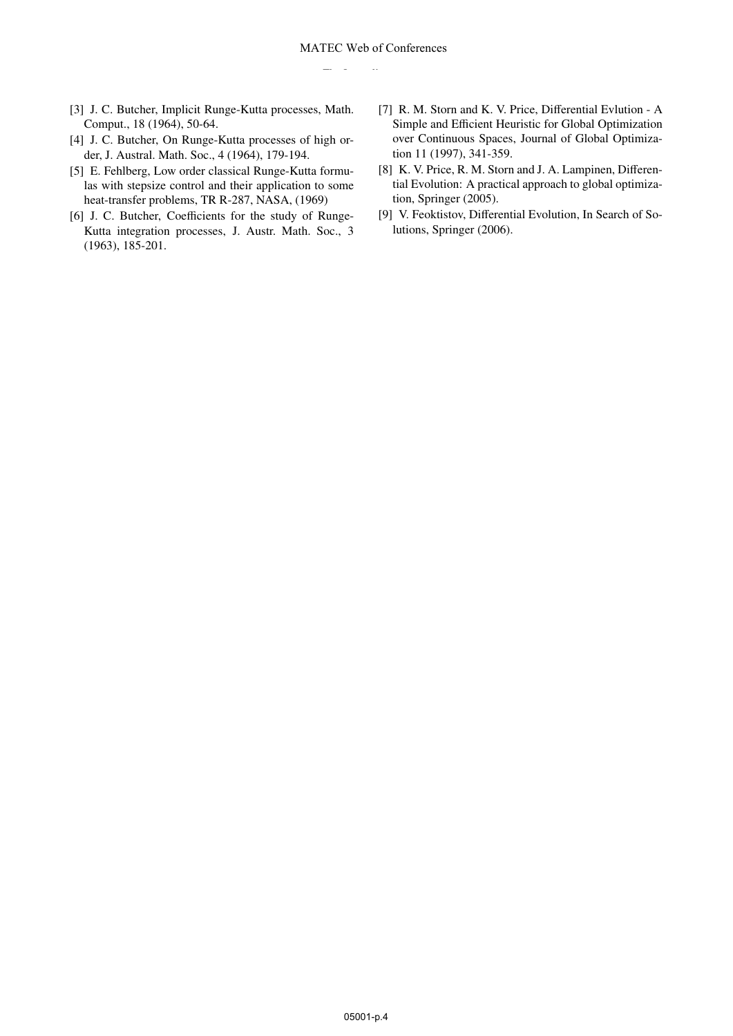[3] J. C. Butcher, Implicit Runge-Kutta processes, Math. Comput., 18 (1964), 50-64.

[4] J. C. Butcher, On Runge-Kutta processes of high order, J. Austral. Math. Soc., 4 (1964), 179-194.

[5] E. Fehlberg, Low order classical Runge-Kutta formulas with stepsize control and their application to some heat-transfer problems, TR R-287, NASA, (1969)

[6] J. C. Butcher, Coefficients for the study of Runge-Kutta integration processes, J. Austr. Math. Soc., 3 (1963), 185-201.

[7] R. M. Storn and K. V. Price, Differential Evlution - A Simple and Efficient Heuristic for Global Optimization over Continuous Spaces, Journal of Global Optimization 11 (1997), 341-359.

[8] K. V. Price, R. M. Storn and J. A. Lampinen, Differential Evolution: A practical approach to global optimization, Springer (2005).

[9] V. Feoktistov, Differential Evolution, In Search of Solutions, Springer (2006).